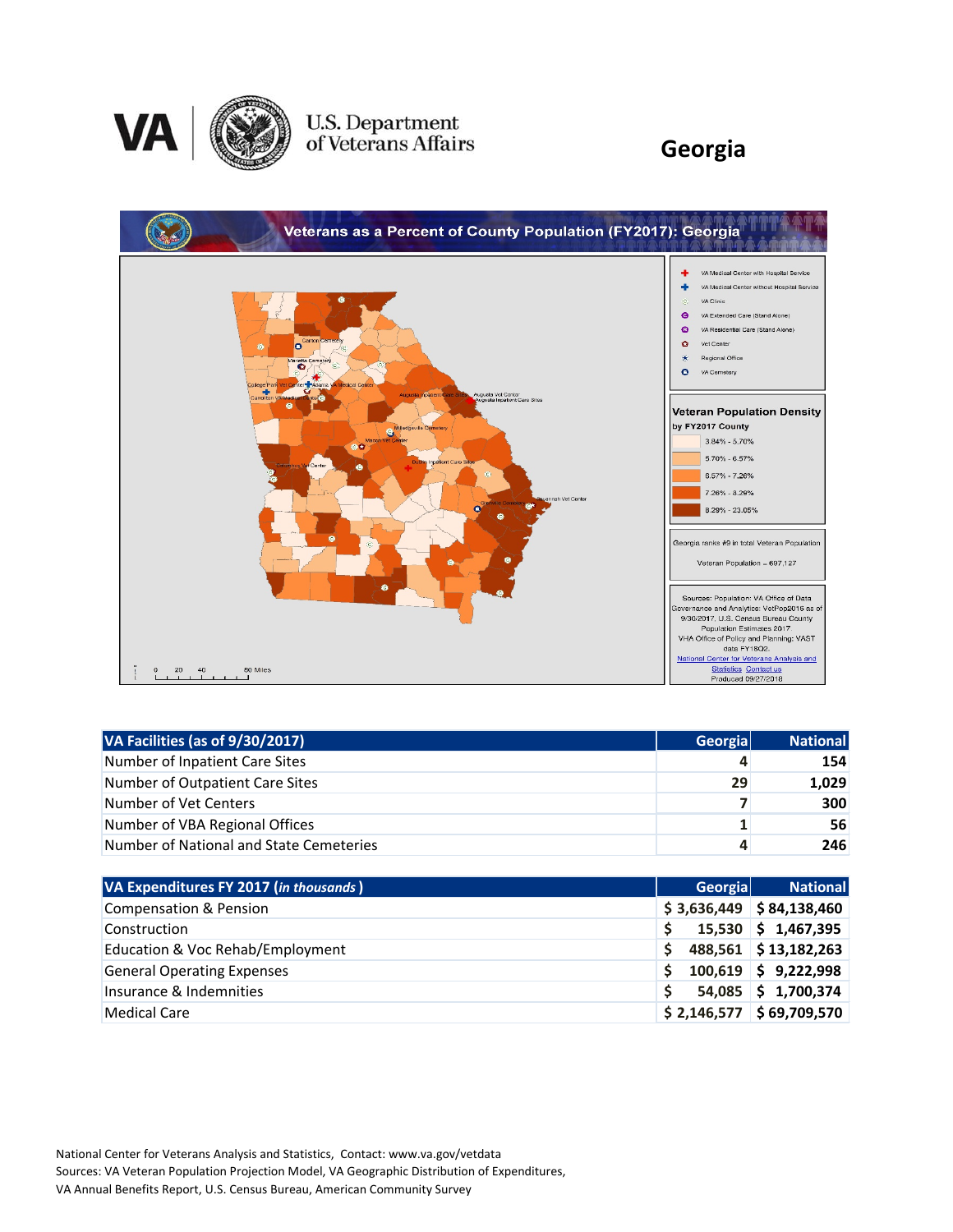# Georgia

## Veterans as a Percent of County Population (FY2017): Georgia

**Veteran Population Density by FY2017 County**

- 3.84% - 5.70%
- 5.70% - 6.57%
- 6.57% - 7.26%
- 7.26% - 8.29%
- 8.29% - 23.05%

Georgia ranks #9 in total Veteran Population

Veteran Population = 697,127

Sources: Population: VA Office of Data Governance and Analytics: VetPop2016 as of 9/30/2017. U.S. Census Bureau County Population Estimates 2017. VHA Office of Policy and Planning: VAST data FY18Q2. National Center for Veterans Analysis and Statistics Contact us Produced 09/27/2018

| VA Facilities (as of 9/30/2017) | Georgia | National |
|---|---|---|
| Number of Inpatient Care Sites | 4 | 154 |
| Number of Outpatient Care Sites | 29 | 1,029 |
| Number of Vet Centers | 7 | 300 |
| Number of VBA Regional Offices | 1 | 56 |
| Number of National and State Cemeteries | 4 | 246 |

| VA Expenditures FY 2017 (*in thousands*) | Georgia | National |
|---|---|---|
| Compensation & Pension | $ 3,636,449 | $ 84,138,460 |
| Construction | $ 15,530 | $ 1,467,395 |
| Education & Voc Rehab/Employment | $ 488,561 | $ 13,182,263 |
| General Operating Expenses | $ 100,619 | $ 9,222,998 |
| Insurance & Indemnities | $ 54,085 | $ 1,700,374 |
| Medical Care | $ 2,146,577 | $ 69,709,570 |

National Center for Veterans Analysis and Statistics, Contact: www.va.gov/vetdata
Sources: VA Veteran Population Projection Model, VA Geographic Distribution of Expenditures, VA Annual Benefits Report, U.S. Census Bureau, American Community Survey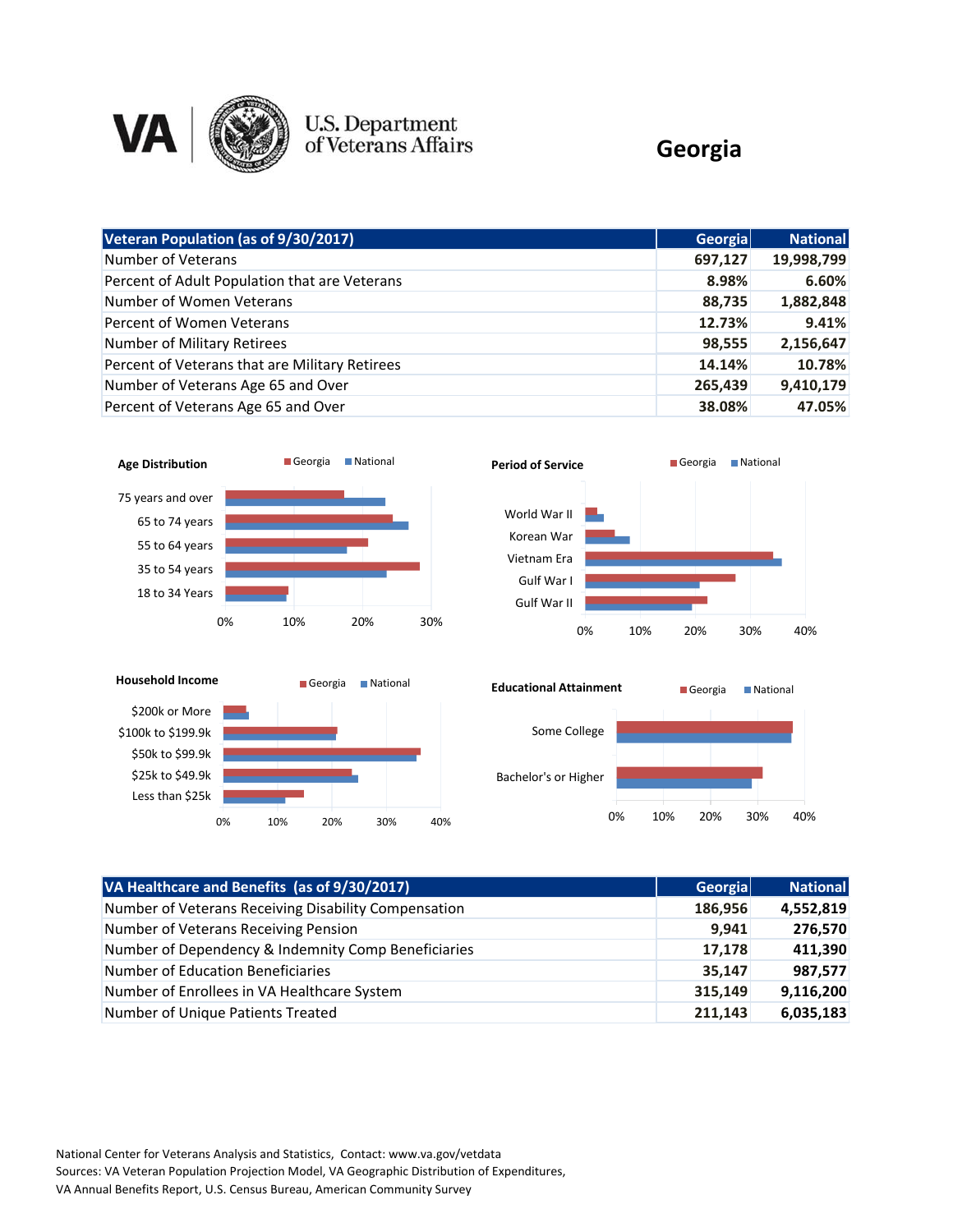# Georgia

U.S. Department of Veterans Affairs

| Veteran Population (as of 9/30/2017) | Georgia | National |
|---|---|---|
| Number of Veterans | 697,127 | 19,998,799 |
| Percent of Adult Population that are Veterans | 8.98% | 6.60% |
| Number of Women Veterans | 88,735 | 1,882,848 |
| Percent of Women Veterans | 12.73% | 9.41% |
| Number of Military Retirees | 98,555 | 2,156,647 |
| Percent of Veterans that are Military Retirees | 14.14% | 10.78% |
| Number of Veterans Age 65 and Over | 265,439 | 9,410,179 |
| Percent of Veterans Age 65 and Over | 38.08% | 47.05% |

**Age Distribution** (Georgia / National)

- 75 years and over
- 65 to 74 years
- 55 to 64 years
- 35 to 54 years
- 18 to 34 Years

**Period of Service** (Georgia / National)

- World War II
- Korean War
- Vietnam Era
- Gulf War I
- Gulf War II

**Household Income** (Georgia / National)

- $200k or More
- $100k to $199.9k
- $50k to $99.9k
- $25k to $49.9k
- Less than $25k

**Educational Attainment** (Georgia / National)

- Some College
- Bachelor's or Higher

| VA Healthcare and Benefits (as of 9/30/2017) | Georgia | National |
|---|---|---|
| Number of Veterans Receiving Disability Compensation | 186,956 | 4,552,819 |
| Number of Veterans Receiving Pension | 9,941 | 276,570 |
| Number of Dependency & Indemnity Comp Beneficiaries | 17,178 | 411,390 |
| Number of Education Beneficiaries | 35,147 | 987,577 |
| Number of Enrollees in VA Healthcare System | 315,149 | 9,116,200 |
| Number of Unique Patients Treated | 211,143 | 6,035,183 |

National Center for Veterans Analysis and Statistics, Contact: www.va.gov/vetdata
Sources: VA Veteran Population Projection Model, VA Geographic Distribution of Expenditures, VA Annual Benefits Report, U.S. Census Bureau, American Community Survey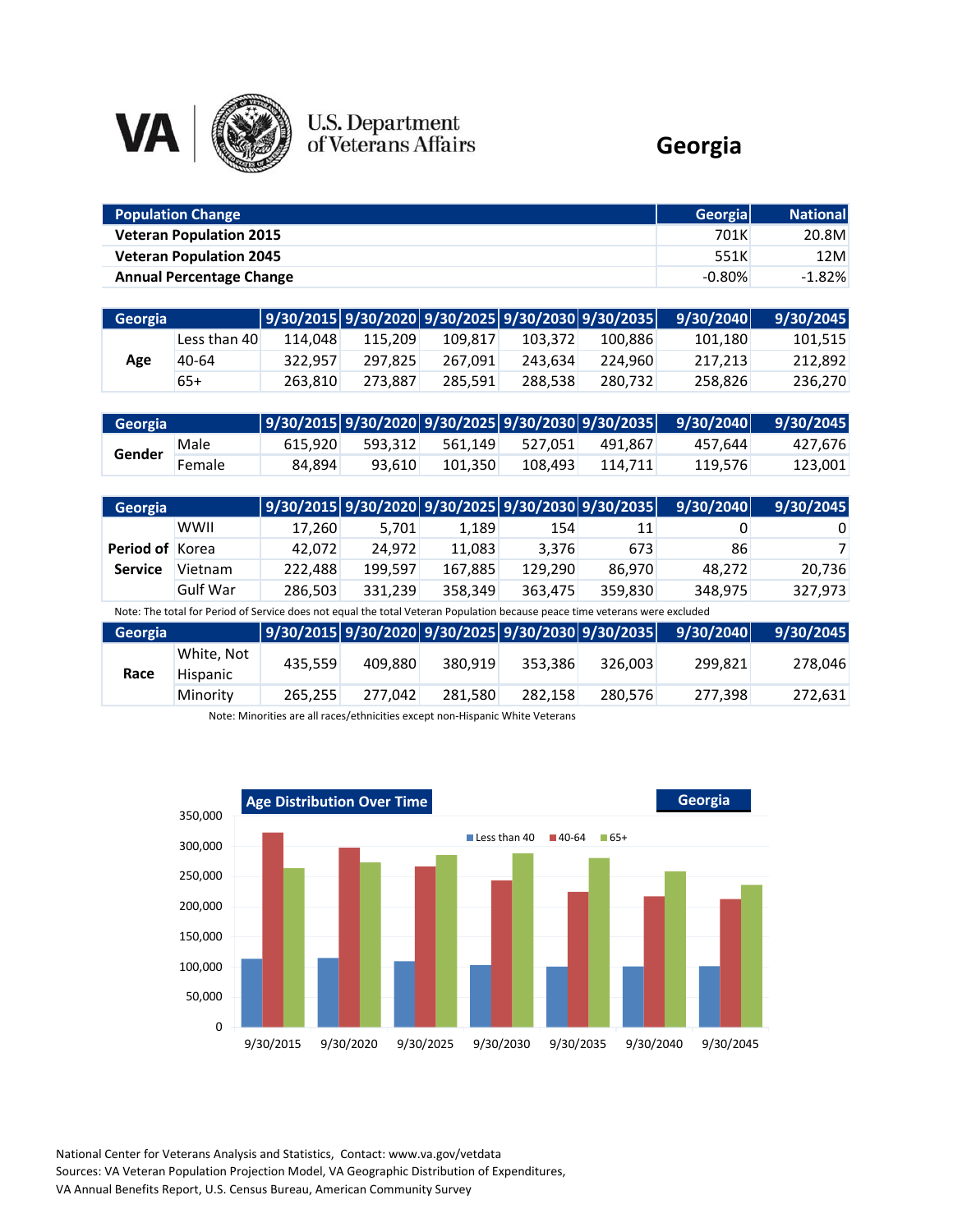VA | U.S. Department of Veterans Affairs

# Georgia

| Population Change | Georgia | National |
|---|---|---|
| **Veteran Population 2015** | 701K | 20.8M |
| **Veteran Population 2045** | 551K | 12M |
| **Annual Percentage Change** | -0.80% | -1.82% |

| Georgia | | 9/30/2015 | 9/30/2020 | 9/30/2025 | 9/30/2030 | 9/30/2035 | 9/30/2040 | 9/30/2045 |
|---|---|---|---|---|---|---|---|---|
| **Age** | Less than 40 | 114,048 | 115,209 | 109,817 | 103,372 | 100,886 | 101,180 | 101,515 |
| | 40-64 | 322,957 | 297,825 | 267,091 | 243,634 | 224,960 | 217,213 | 212,892 |
| | 65+ | 263,810 | 273,887 | 285,591 | 288,538 | 280,732 | 258,826 | 236,270 |

| Georgia | | 9/30/2015 | 9/30/2020 | 9/30/2025 | 9/30/2030 | 9/30/2035 | 9/30/2040 | 9/30/2045 |
|---|---|---|---|---|---|---|---|---|
| **Gender** | Male | 615,920 | 593,312 | 561,149 | 527,051 | 491,867 | 457,644 | 427,676 |
| | Female | 84,894 | 93,610 | 101,350 | 108,493 | 114,711 | 119,576 | 123,001 |

| Georgia | | 9/30/2015 | 9/30/2020 | 9/30/2025 | 9/30/2030 | 9/30/2035 | 9/30/2040 | 9/30/2045 |
|---|---|---|---|---|---|---|---|---|
| **Period of Service** | WWII | 17,260 | 5,701 | 1,189 | 154 | 11 | 0 | 0 |
| | Korea | 42,072 | 24,972 | 11,083 | 3,376 | 673 | 86 | 7 |
| | Vietnam | 222,488 | 199,597 | 167,885 | 129,290 | 86,970 | 48,272 | 20,736 |
| | Gulf War | 286,503 | 331,239 | 358,349 | 363,475 | 359,830 | 348,975 | 327,973 |

Note: The total for Period of Service does not equal the total Veteran Population because peace time veterans were excluded

| Georgia | | 9/30/2015 | 9/30/2020 | 9/30/2025 | 9/30/2030 | 9/30/2035 | 9/30/2040 | 9/30/2045 |
|---|---|---|---|---|---|---|---|---|
| **Race** | White, Not Hispanic | 435,559 | 409,880 | 380,919 | 353,386 | 326,003 | 299,821 | 278,046 |
| | Minority | 265,255 | 277,042 | 281,580 | 282,158 | 280,576 | 277,398 | 272,631 |

Note: Minorities are all races/ethnicities except non-Hispanic White Veterans

Age Distribution Over Time

Georgia

Less than 40 | 40-64 | 65+

350,000
300,000
250,000
200,000
150,000
100,000
50,000
0

9/30/2015 9/30/2020 9/30/2025 9/30/2030 9/30/2035 9/30/2040 9/30/2045

National Center for Veterans Analysis and Statistics, Contact: www.va.gov/vetdata
Sources: VA Veteran Population Projection Model, VA Geographic Distribution of Expenditures, VA Annual Benefits Report, U.S. Census Bureau, American Community Survey